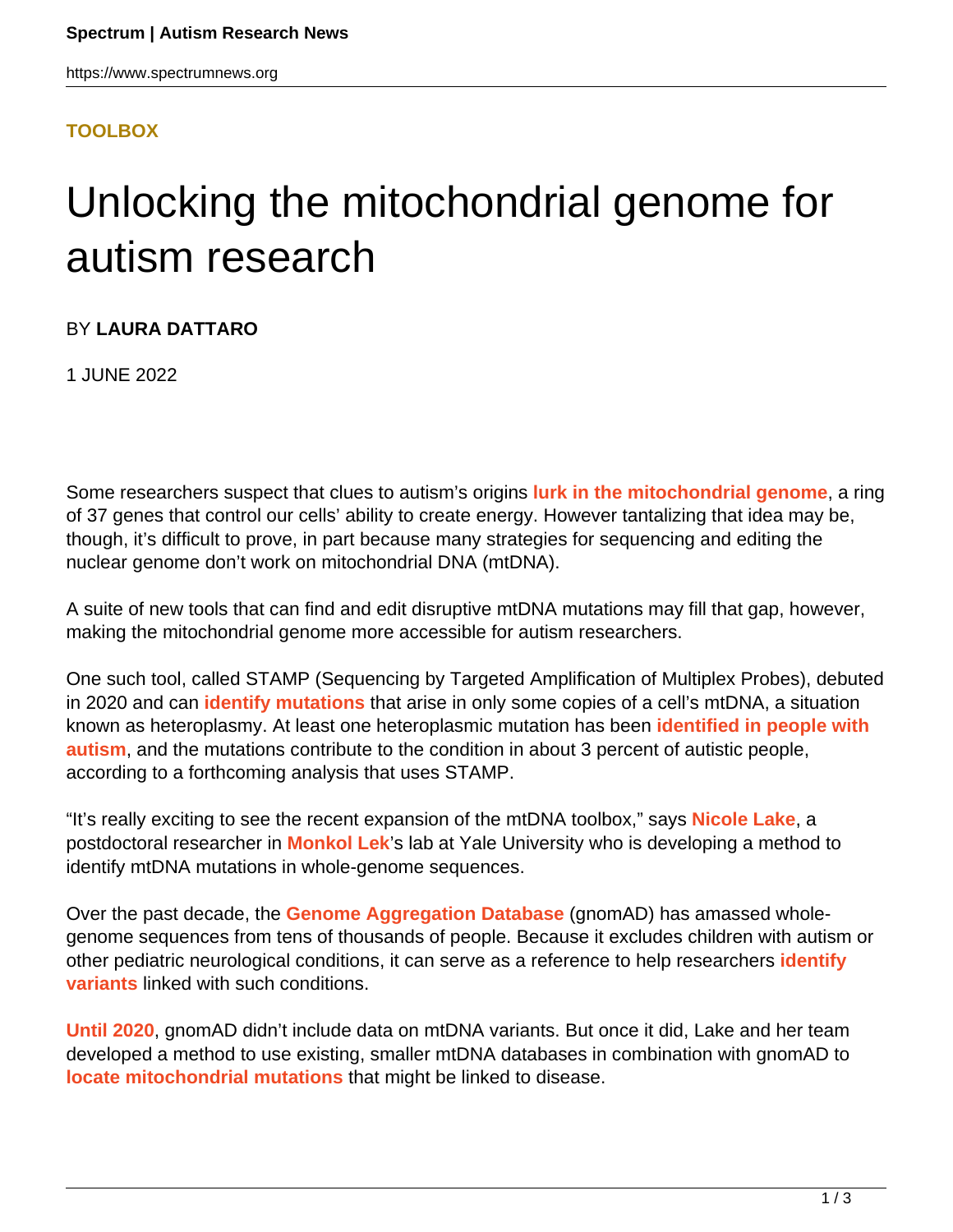**TOOLBOX**

# Unlocking the mitochondrial genome for autism research

BY **LAURA DATTARO**

1 JUNE 2022

Some researchers suspect that clues to autism's origins **lurk in the mitochondrial genome**, a ring of 37 genes that control our cells' ability to create energy. However tantalizing that idea may be, though, it's difficult to prove, in part because many strategies for sequencing and editing the nuclear genome don't work on mitochondrial DNA (mtDNA).

A suite of new tools that can find and edit disruptive mtDNA mutations may fill that gap, however, making the mitochondrial genome more accessible for autism researchers.

One such tool, called STAMP (Sequencing by Targeted Amplification of Multiplex Probes), debuted in 2020 and can **identify mutations** that arise in only some copies of a cell's mtDNA, a situation known as heteroplasmy. At least one heteroplasmic mutation has been **identified in people with autism**, and the mutations contribute to the condition in about 3 percent of autistic people, according to a forthcoming analysis that uses STAMP.

"It's really exciting to see the recent expansion of the mtDNA toolbox," says **Nicole Lake**, a postdoctoral researcher in **Monkol Lek**'s lab at Yale University who is developing a method to identify mtDNA mutations in whole-genome sequences.

Over the past decade, the **Genome Aggregation Database** (gnomAD) has amassed whole-genome sequences from tens of thousands of people. Because it excludes children with autism or other pediatric neurological conditions, it can serve as a reference to help researchers **identify variants** linked with such conditions.

**Until 2020**, gnomAD didn't include data on mtDNA variants. But once it did, Lake and her team developed a method to use existing, smaller mtDNA databases in combination with gnomAD to **locate mitochondrial mutations** that might be linked to disease.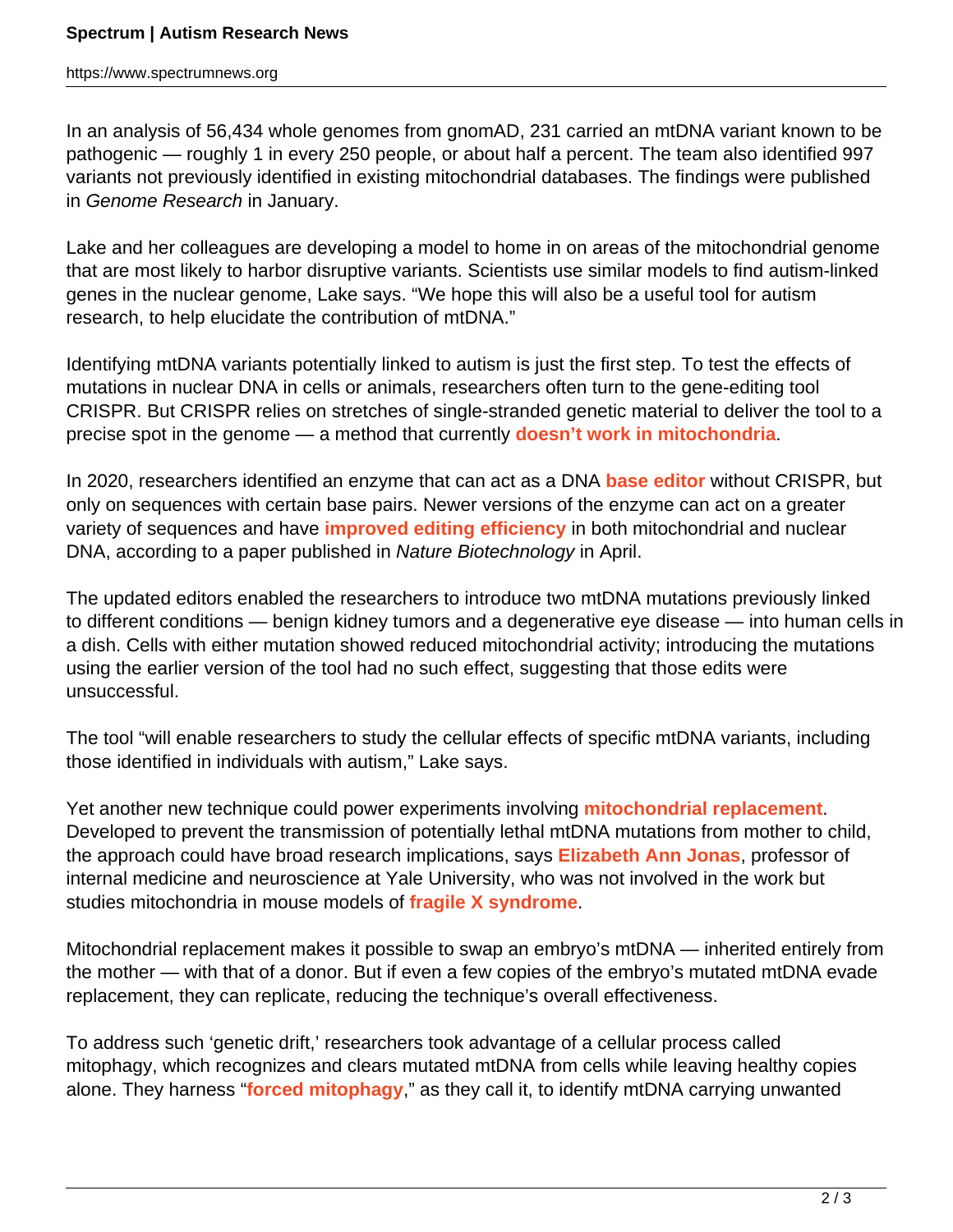In an analysis of 56,434 whole genomes from gnomAD, 231 carried an mtDNA variant known to be pathogenic — roughly 1 in every 250 people, or about half a percent. The team also identified 997 variants not previously identified in existing mitochondrial databases. The findings were published in *Genome Research* in January.

Lake and her colleagues are developing a model to home in on areas of the mitochondrial genome that are most likely to harbor disruptive variants. Scientists use similar models to find autism-linked genes in the nuclear genome, Lake says. "We hope this will also be a useful tool for autism research, to help elucidate the contribution of mtDNA."

Identifying mtDNA variants potentially linked to autism is just the first step. To test the effects of mutations in nuclear DNA in cells or animals, researchers often turn to the gene-editing tool CRISPR. But CRISPR relies on stretches of single-stranded genetic material to deliver the tool to a precise spot in the genome — a method that currently **doesn't work in mitochondria**.

In 2020, researchers identified an enzyme that can act as a DNA **base editor** without CRISPR, but only on sequences with certain base pairs. Newer versions of the enzyme can act on a greater variety of sequences and have **improved editing efficiency** in both mitochondrial and nuclear DNA, according to a paper published in *Nature Biotechnology* in April.

The updated editors enabled the researchers to introduce two mtDNA mutations previously linked to different conditions — benign kidney tumors and a degenerative eye disease — into human cells in a dish. Cells with either mutation showed reduced mitochondrial activity; introducing the mutations using the earlier version of the tool had no such effect, suggesting that those edits were unsuccessful.

The tool "will enable researchers to study the cellular effects of specific mtDNA variants, including those identified in individuals with autism," Lake says.

Yet another new technique could power experiments involving **mitochondrial replacement**. Developed to prevent the transmission of potentially lethal mtDNA mutations from mother to child, the approach could have broad research implications, says **Elizabeth Ann Jonas**, professor of internal medicine and neuroscience at Yale University, who was not involved in the work but studies mitochondria in mouse models of **fragile X syndrome**.

Mitochondrial replacement makes it possible to swap an embryo's mtDNA — inherited entirely from the mother — with that of a donor. But if even a few copies of the embryo's mutated mtDNA evade replacement, they can replicate, reducing the technique's overall effectiveness.

To address such 'genetic drift,' researchers took advantage of a cellular process called mitophagy, which recognizes and clears mutated mtDNA from cells while leaving healthy copies alone. They harness "**forced mitophagy**," as they call it, to identify mtDNA carrying unwanted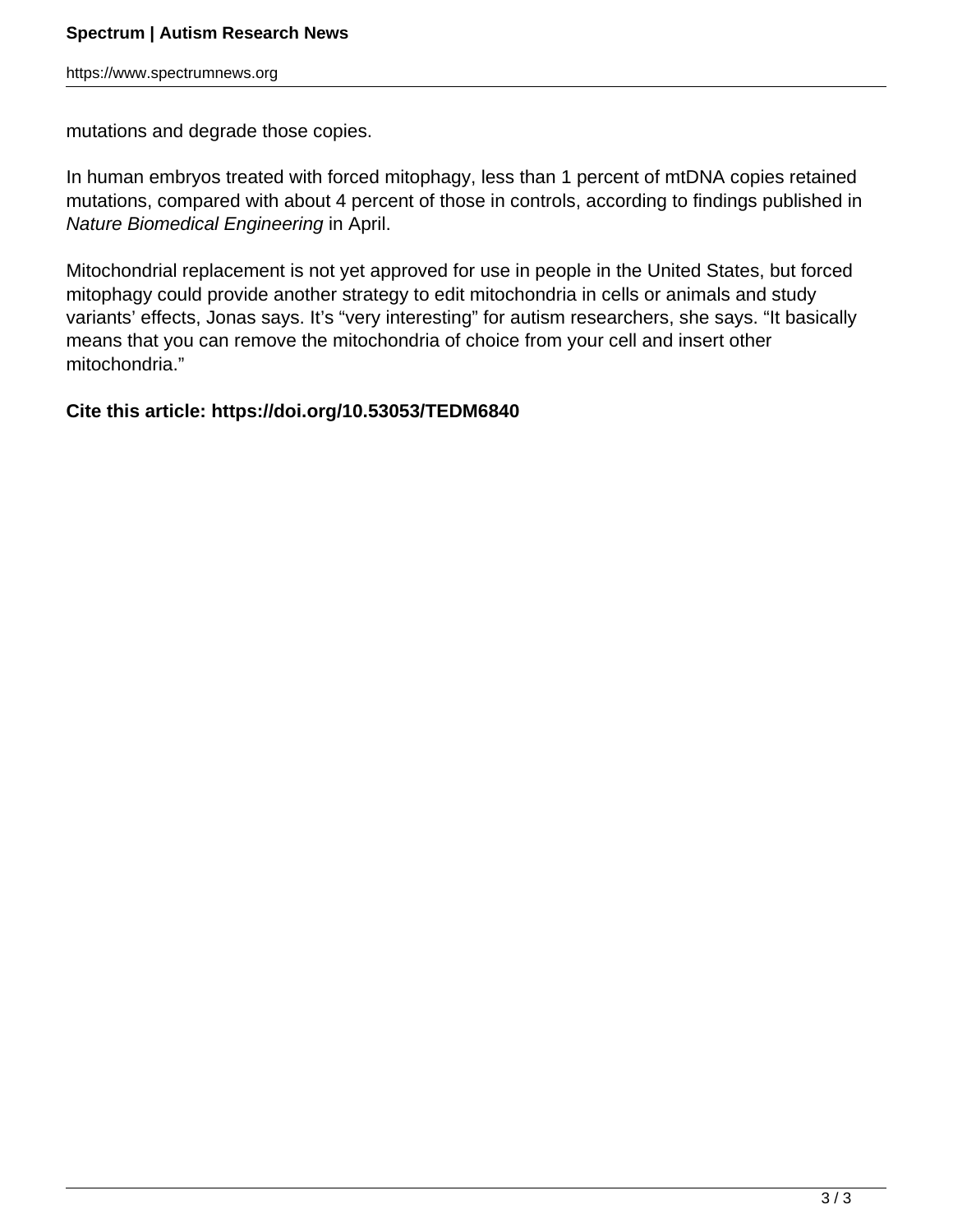mutations and degrade those copies.

In human embryos treated with forced mitophagy, less than 1 percent of mtDNA copies retained mutations, compared with about 4 percent of those in controls, according to findings published in *Nature Biomedical Engineering* in April.

Mitochondrial replacement is not yet approved for use in people in the United States, but forced mitophagy could provide another strategy to edit mitochondria in cells or animals and study variants' effects, Jonas says. It's "very interesting" for autism researchers, she says. "It basically means that you can remove the mitochondria of choice from your cell and insert other mitochondria."

**Cite this article: https://doi.org/10.53053/TEDM6840**